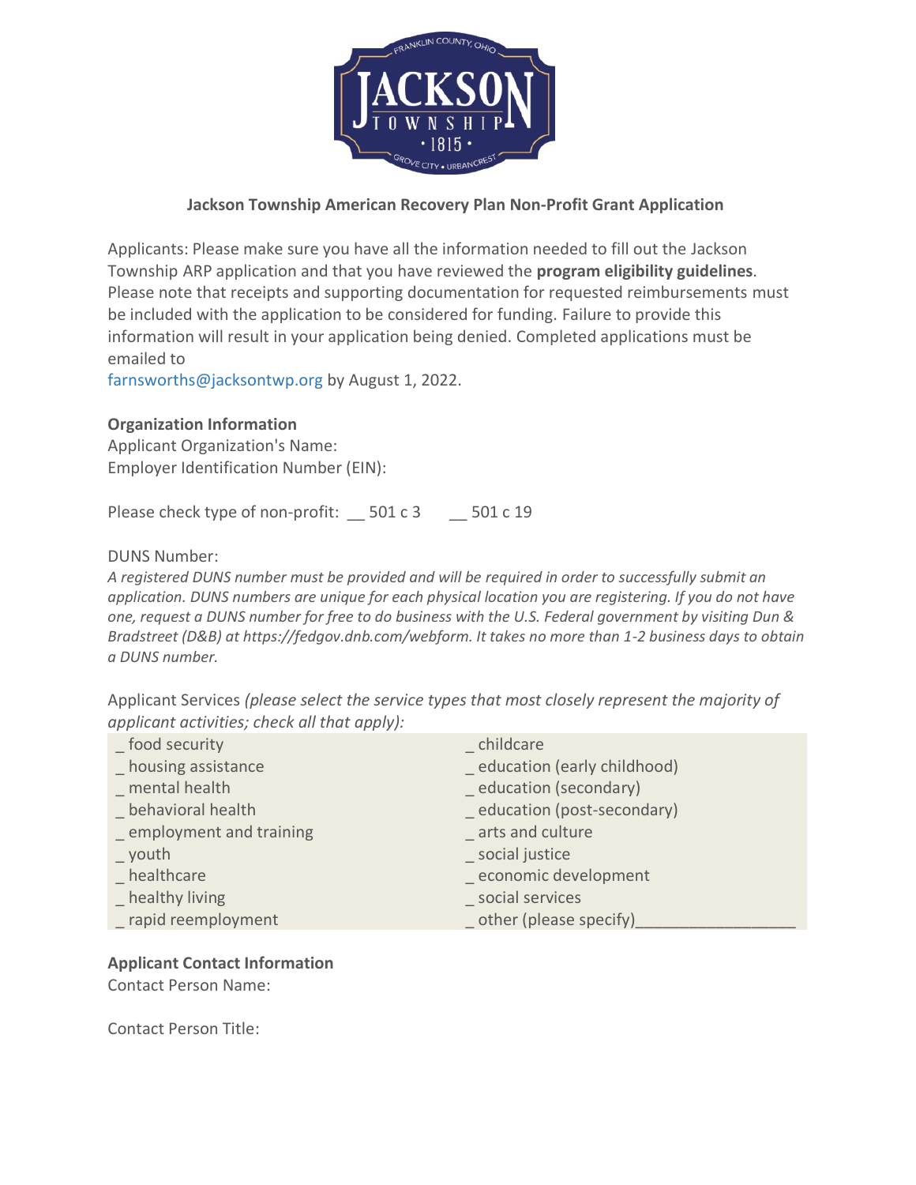**Jackson Township American Recovery Plan Non-Profit Grant Application**

Applicants: Please make sure you have all the information needed to fill out the Jackson Township ARP application and that you have reviewed the **program eligibility guidelines**. Please note that receipts and supporting documentation for requested reimbursements must be included with the application to be considered for funding. Failure to provide this information will result in your application being denied. Completed applications must be emailed to farnsworths@jacksontwp.org by August 1, 2022.

**Organization Information**

Applicant Organization's Name:

Employer Identification Number (EIN):

Please check type of non-profit: __ 501 c 3 __ 501 c 19

DUNS Number:

*A registered DUNS number must be provided and will be required in order to successfully submit an application. DUNS numbers are unique for each physical location you are registering. If you do not have one, request a DUNS number for free to do business with the U.S. Federal government by visiting Dun & Bradstreet (D&B) at https://fedgov.dnb.com/webform. It takes no more than 1-2 business days to obtain a DUNS number.*

Applicant Services *(please select the service types that most closely represent the majority of applicant activities; check all that apply):*

| | |
|---|---|
| _ food security | _ childcare |
| _ housing assistance | _ education (early childhood) |
| _ mental health | _ education (secondary) |
| _ behavioral health | _ education (post-secondary) |
| _ employment and training | _ arts and culture |
| _ youth | _ social justice |
| _ healthcare | _ economic development |
| _ healthy living | _ social services |
| _ rapid reemployment | _ other (please specify)_________________ |

**Applicant Contact Information**

Contact Person Name:

Contact Person Title: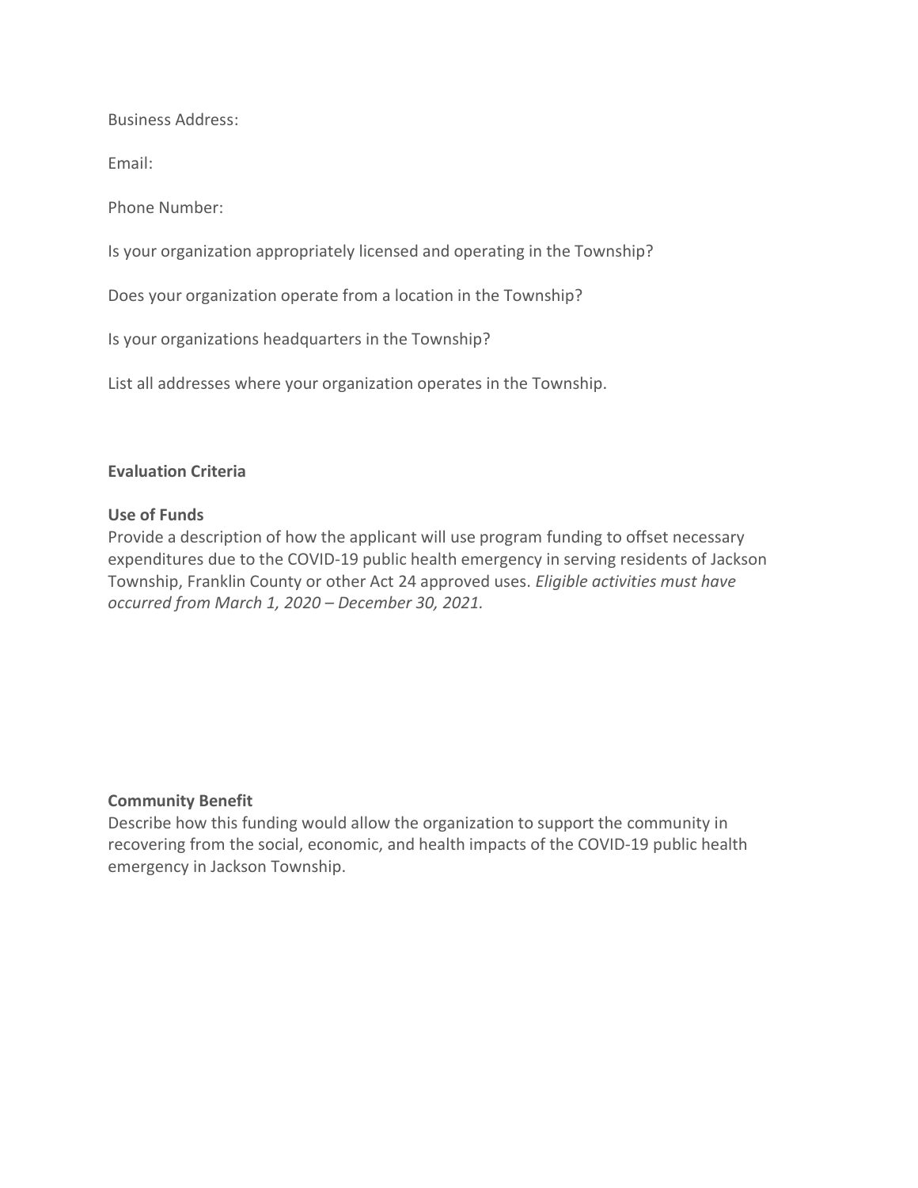Business Address:

Email:

Phone Number:

Is your organization appropriately licensed and operating in the Township?

Does your organization operate from a location in the Township?

Is your organizations headquarters in the Township?

List all addresses where your organization operates in the Township.

**Evaluation Criteria**

**Use of Funds**
Provide a description of how the applicant will use program funding to offset necessary expenditures due to the COVID-19 public health emergency in serving residents of Jackson Township, Franklin County or other Act 24 approved uses. *Eligible activities must have occurred from March 1, 2020 – December 30, 2021.*

**Community Benefit**
Describe how this funding would allow the organization to support the community in recovering from the social, economic, and health impacts of the COVID-19 public health emergency in Jackson Township.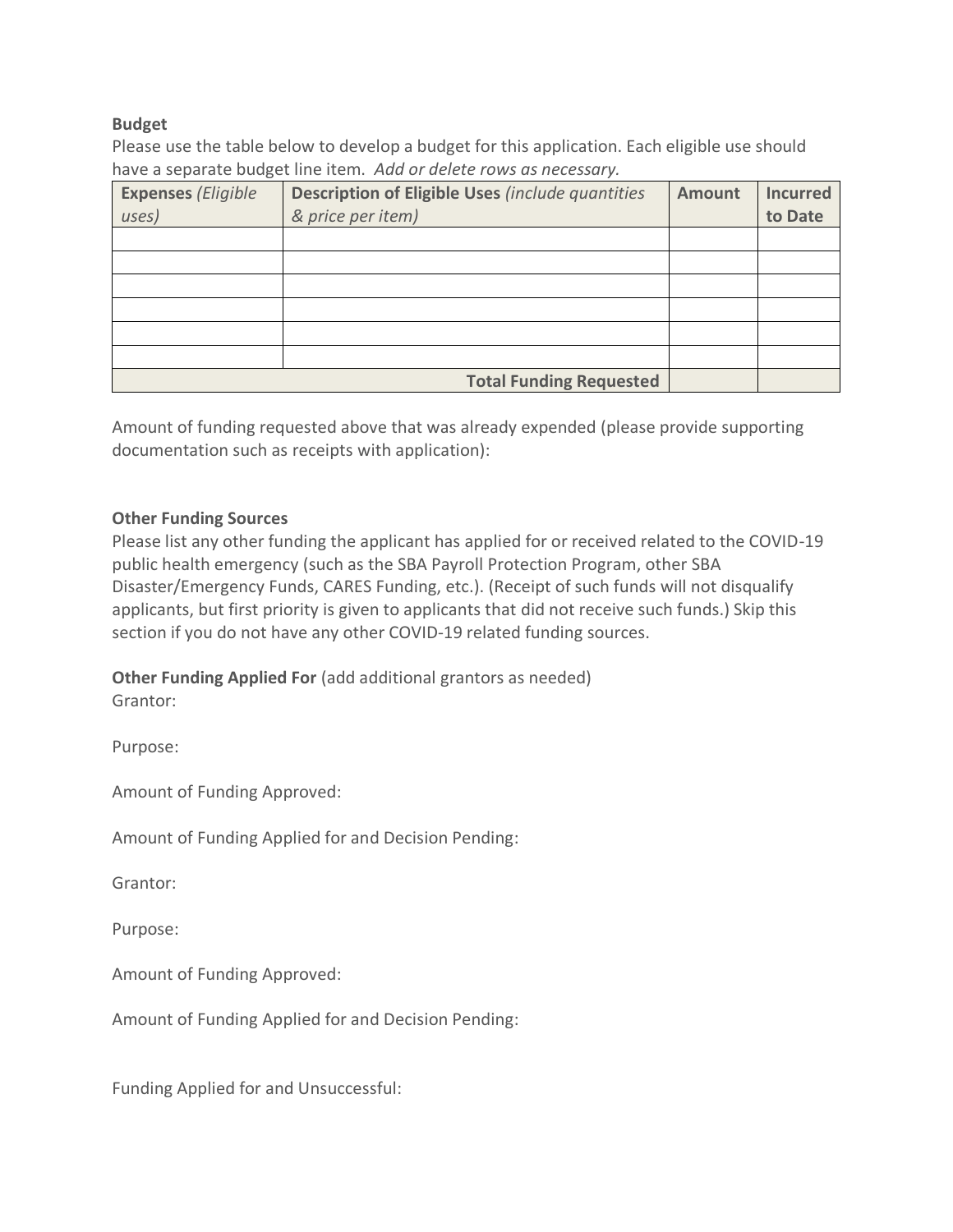**Budget**

Please use the table below to develop a budget for this application. Each eligible use should have a separate budget line item. *Add or delete rows as necessary.*

| **Expenses** *(Eligible uses)* | **Description of Eligible Uses** *(include quantities & price per item)* | **Amount** | **Incurred to Date** |
|---|---|---|---|
| | | | |
| | | | |
| | | | |
| | | | |
| | | | |
| | | | |
| | **Total Funding Requested** | | |

Amount of funding requested above that was already expended (please provide supporting documentation such as receipts with application):

**Other Funding Sources**

Please list any other funding the applicant has applied for or received related to the COVID-19 public health emergency (such as the SBA Payroll Protection Program, other SBA Disaster/Emergency Funds, CARES Funding, etc.). (Receipt of such funds will not disqualify applicants, but first priority is given to applicants that did not receive such funds.) Skip this section if you do not have any other COVID-19 related funding sources.

**Other Funding Applied For** (add additional grantors as needed)

Grantor:

Purpose:

Amount of Funding Approved:

Amount of Funding Applied for and Decision Pending:

Grantor:

Purpose:

Amount of Funding Approved:

Amount of Funding Applied for and Decision Pending:

Funding Applied for and Unsuccessful: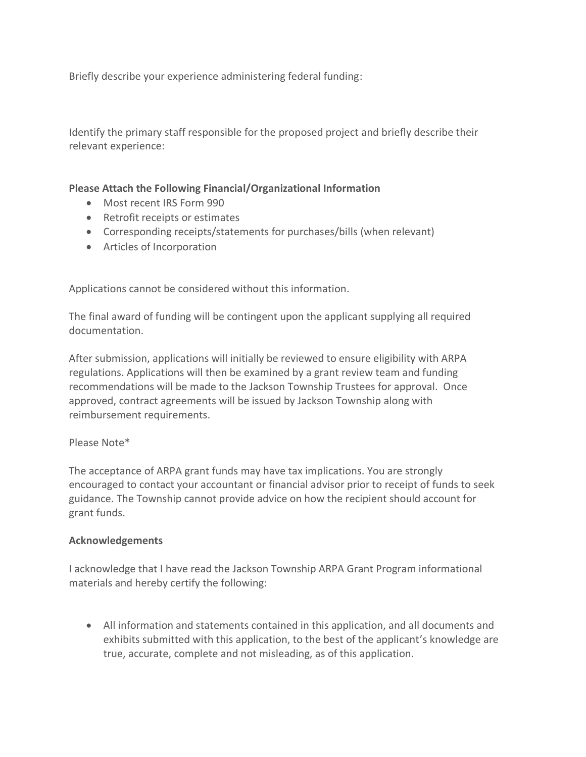Briefly describe your experience administering federal funding:

Identify the primary staff responsible for the proposed project and briefly describe their relevant experience:

**Please Attach the Following Financial/Organizational Information**

- Most recent IRS Form 990
- Retrofit receipts or estimates
- Corresponding receipts/statements for purchases/bills (when relevant)
- Articles of Incorporation

Applications cannot be considered without this information.

The final award of funding will be contingent upon the applicant supplying all required documentation.

After submission, applications will initially be reviewed to ensure eligibility with ARPA regulations. Applications will then be examined by a grant review team and funding recommendations will be made to the Jackson Township Trustees for approval. Once approved, contract agreements will be issued by Jackson Township along with reimbursement requirements.

Please Note*

The acceptance of ARPA grant funds may have tax implications. You are strongly encouraged to contact your accountant or financial advisor prior to receipt of funds to seek guidance. The Township cannot provide advice on how the recipient should account for grant funds.

**Acknowledgements**

I acknowledge that I have read the Jackson Township ARPA Grant Program informational materials and hereby certify the following:

- All information and statements contained in this application, and all documents and exhibits submitted with this application, to the best of the applicant's knowledge are true, accurate, complete and not misleading, as of this application.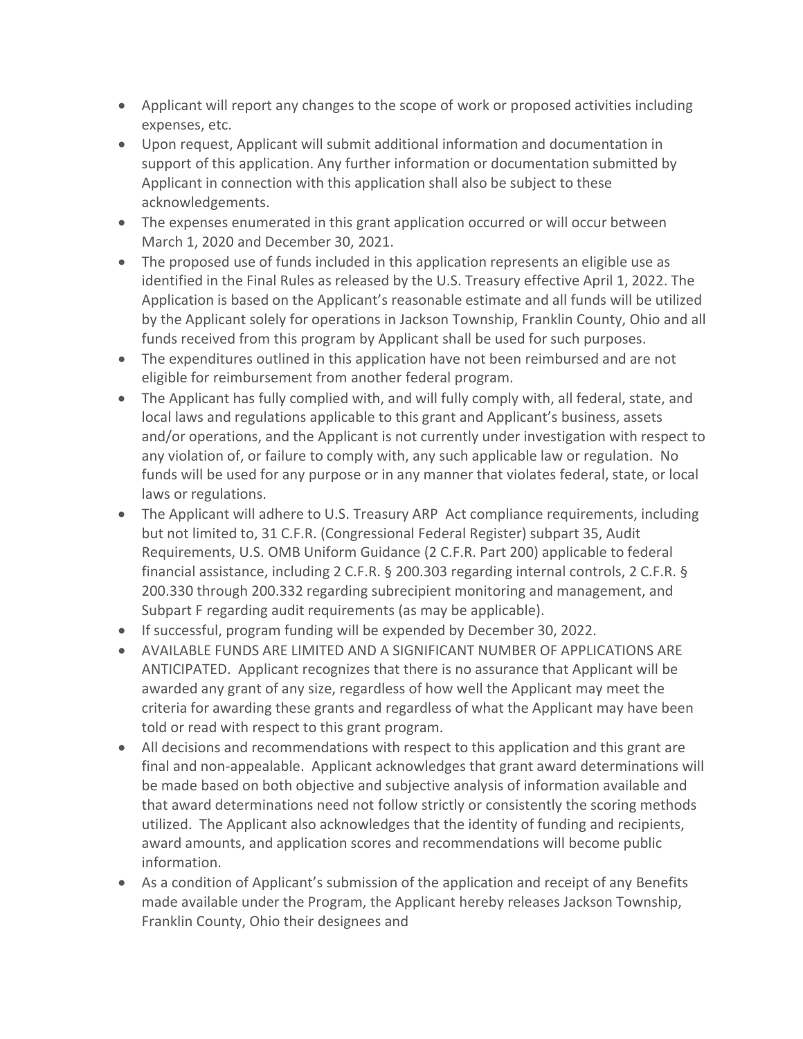- Applicant will report any changes to the scope of work or proposed activities including expenses, etc.
- Upon request, Applicant will submit additional information and documentation in support of this application. Any further information or documentation submitted by Applicant in connection with this application shall also be subject to these acknowledgements.
- The expenses enumerated in this grant application occurred or will occur between March 1, 2020 and December 30, 2021.
- The proposed use of funds included in this application represents an eligible use as identified in the Final Rules as released by the U.S. Treasury effective April 1, 2022. The Application is based on the Applicant's reasonable estimate and all funds will be utilized by the Applicant solely for operations in Jackson Township, Franklin County, Ohio and all funds received from this program by Applicant shall be used for such purposes.
- The expenditures outlined in this application have not been reimbursed and are not eligible for reimbursement from another federal program.
- The Applicant has fully complied with, and will fully comply with, all federal, state, and local laws and regulations applicable to this grant and Applicant's business, assets and/or operations, and the Applicant is not currently under investigation with respect to any violation of, or failure to comply with, any such applicable law or regulation. No funds will be used for any purpose or in any manner that violates federal, state, or local laws or regulations.
- The Applicant will adhere to U.S. Treasury ARP Act compliance requirements, including but not limited to, 31 C.F.R. (Congressional Federal Register) subpart 35, Audit Requirements, U.S. OMB Uniform Guidance (2 C.F.R. Part 200) applicable to federal financial assistance, including 2 C.F.R. § 200.303 regarding internal controls, 2 C.F.R. § 200.330 through 200.332 regarding subrecipient monitoring and management, and Subpart F regarding audit requirements (as may be applicable).
- If successful, program funding will be expended by December 30, 2022.
- AVAILABLE FUNDS ARE LIMITED AND A SIGNIFICANT NUMBER OF APPLICATIONS ARE ANTICIPATED. Applicant recognizes that there is no assurance that Applicant will be awarded any grant of any size, regardless of how well the Applicant may meet the criteria for awarding these grants and regardless of what the Applicant may have been told or read with respect to this grant program.
- All decisions and recommendations with respect to this application and this grant are final and non-appealable. Applicant acknowledges that grant award determinations will be made based on both objective and subjective analysis of information available and that award determinations need not follow strictly or consistently the scoring methods utilized. The Applicant also acknowledges that the identity of funding and recipients, award amounts, and application scores and recommendations will become public information.
- As a condition of Applicant's submission of the application and receipt of any Benefits made available under the Program, the Applicant hereby releases Jackson Township, Franklin County, Ohio their designees and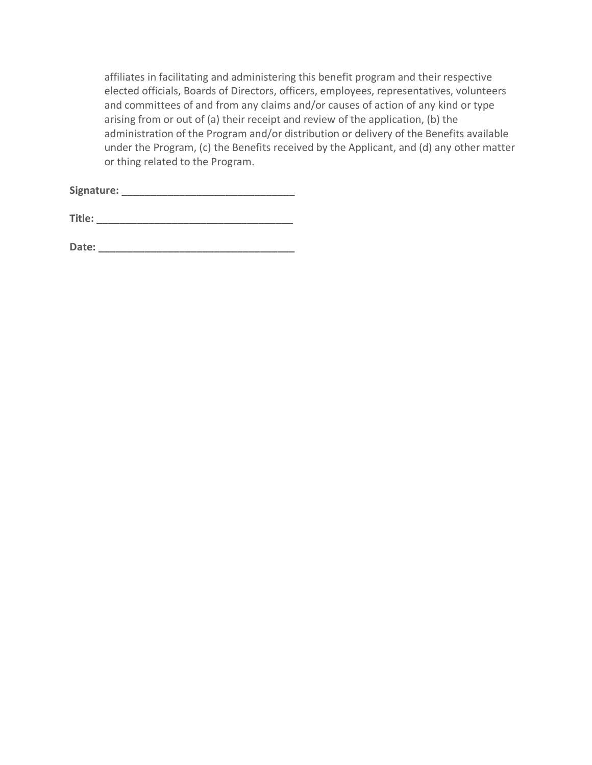affiliates in facilitating and administering this benefit program and their respective elected officials, Boards of Directors, officers, employees, representatives, volunteers and committees of and from any claims and/or causes of action of any kind or type arising from or out of (a) their receipt and review of the application, (b) the administration of the Program and/or distribution or delivery of the Benefits available under the Program, (c) the Benefits received by the Applicant, and (d) any other matter or thing related to the Program.

**Signature: ______________________________**

**Title: __________________________________**

**Date: __________________________________**